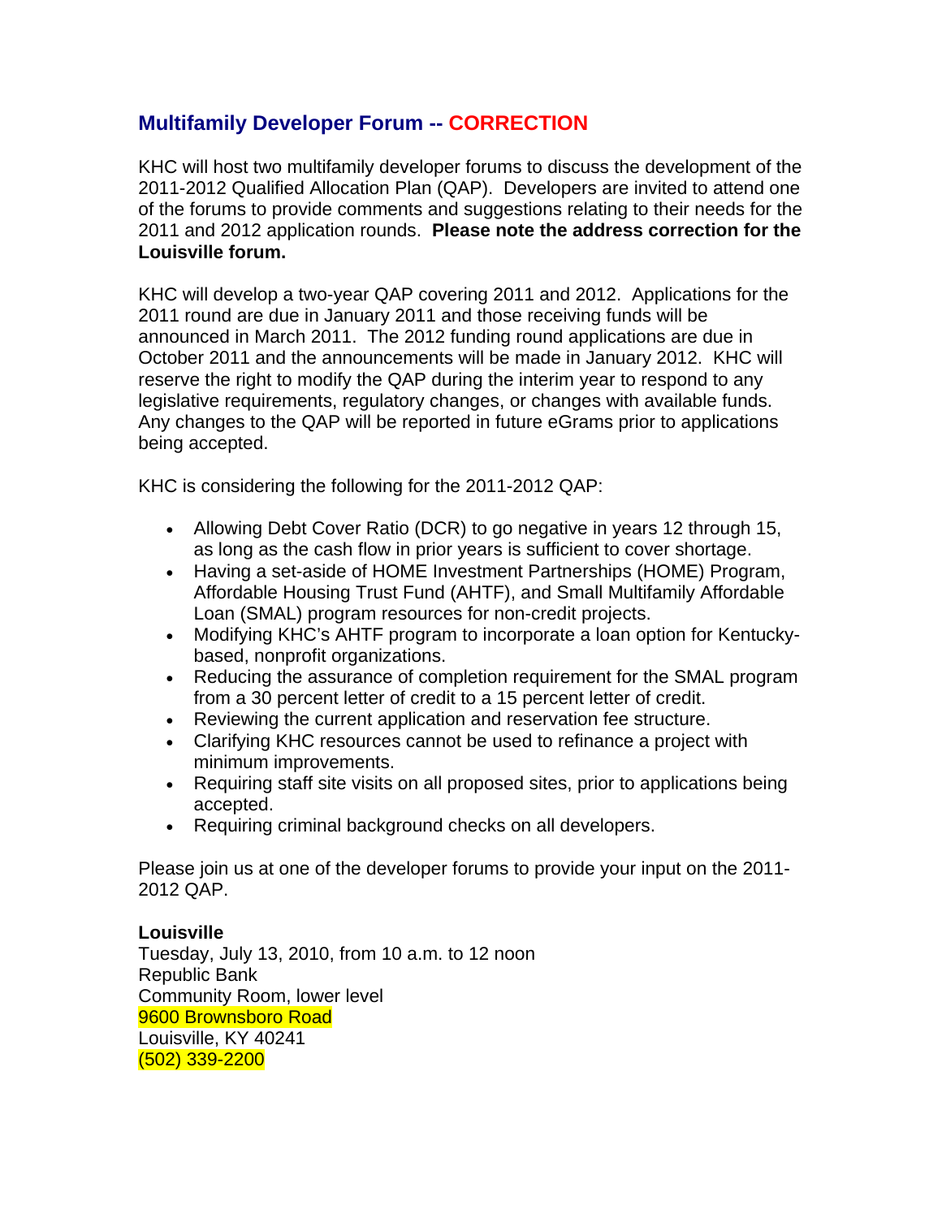## Multifamily Developer Forum -- CORRECTION

KHC will host two multifamily developer forums to discuss the development of the 2011-2012 Qualified Allocation Plan (QAP). Developers are invited to attend one of the forums to provide comments and suggestions relating to their needs for the 2011 and 2012 application rounds. **Please note the address correction for the Louisville forum.**

KHC will develop a two-year QAP covering 2011 and 2012. Applications for the 2011 round are due in January 2011 and those receiving funds will be announced in March 2011. The 2012 funding round applications are due in October 2011 and the announcements will be made in January 2012. KHC will reserve the right to modify the QAP during the interim year to respond to any legislative requirements, regulatory changes, or changes with available funds. Any changes to the QAP will be reported in future eGrams prior to applications being accepted.

KHC is considering the following for the 2011-2012 QAP:

- Allowing Debt Cover Ratio (DCR) to go negative in years 12 through 15, as long as the cash flow in prior years is sufficient to cover shortage.
- Having a set-aside of HOME Investment Partnerships (HOME) Program, Affordable Housing Trust Fund (AHTF), and Small Multifamily Affordable Loan (SMAL) program resources for non-credit projects.
- Modifying KHC's AHTF program to incorporate a loan option for Kentucky-based, nonprofit organizations.
- Reducing the assurance of completion requirement for the SMAL program from a 30 percent letter of credit to a 15 percent letter of credit.
- Reviewing the current application and reservation fee structure.
- Clarifying KHC resources cannot be used to refinance a project with minimum improvements.
- Requiring staff site visits on all proposed sites, prior to applications being accepted.
- Requiring criminal background checks on all developers.

Please join us at one of the developer forums to provide your input on the 2011-2012 QAP.

**Louisville**
Tuesday, July 13, 2010, from 10 a.m. to 12 noon
Republic Bank
Community Room, lower level
9600 Brownsboro Road
Louisville, KY 40241
(502) 339-2200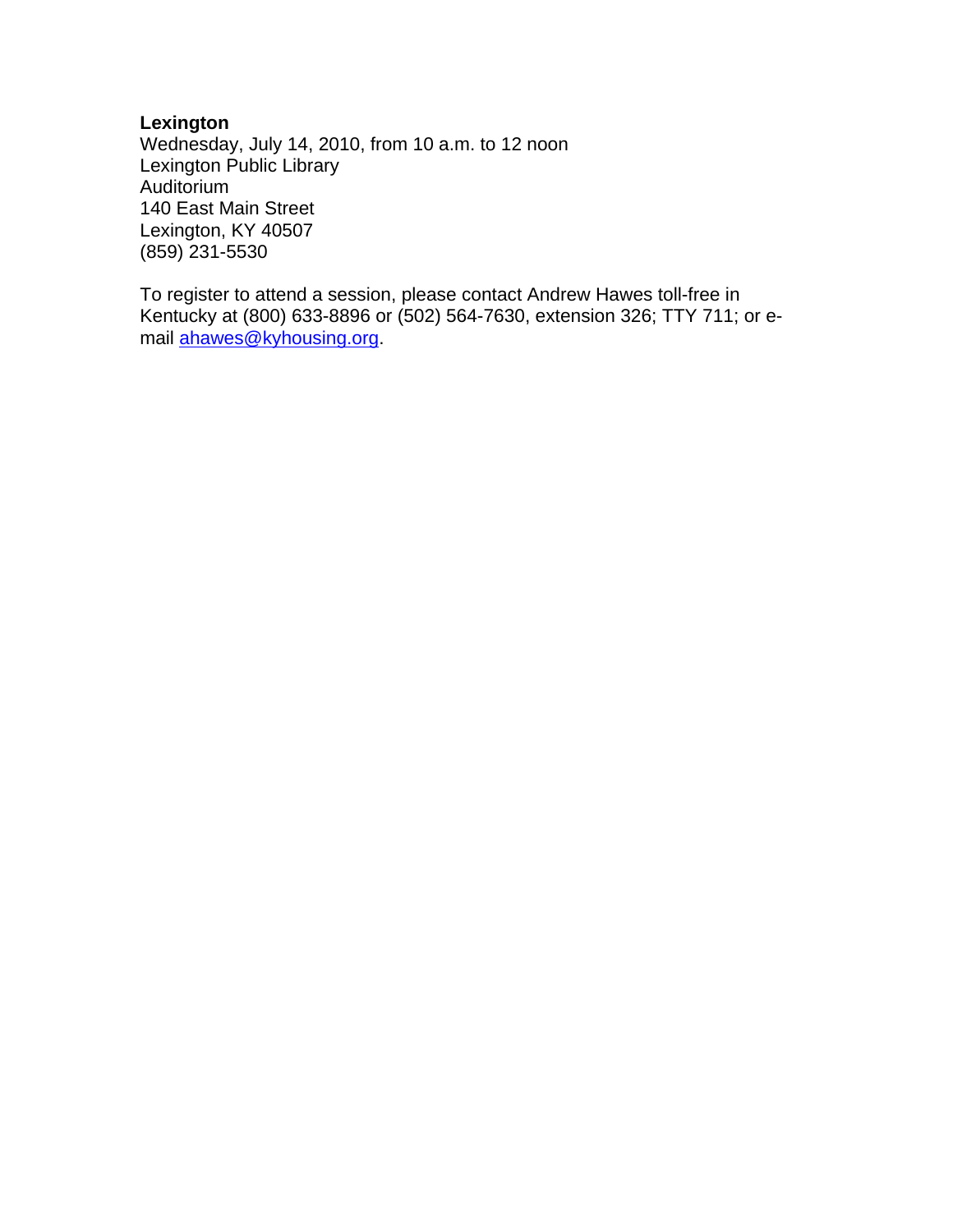**Lexington**
Wednesday, July 14, 2010, from 10 a.m. to 12 noon
Lexington Public Library
Auditorium
140 East Main Street
Lexington, KY 40507
(859) 231-5530

To register to attend a session, please contact Andrew Hawes toll-free in Kentucky at (800) 633-8896 or (502) 564-7630, extension 326; TTY 711; or e-mail ahawes@kyhousing.org.